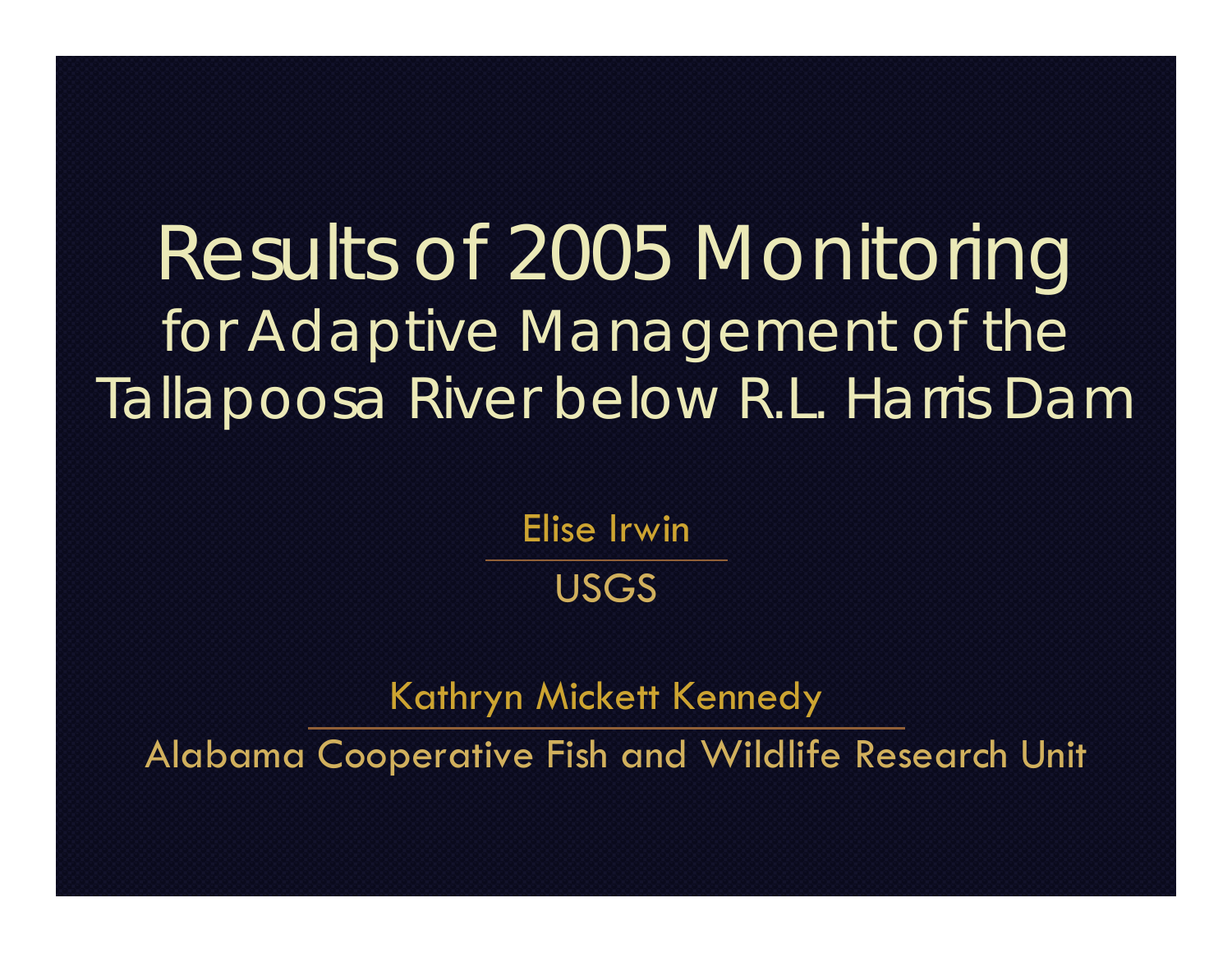# Results of 2005 Monitoring

## for Adaptive Management of the Tallapoosa River below R.L. Harris Dam

Elise Irwin

USGS

Kathryn Mickett Kennedy

Alabama Cooperative Fish and Wildlife Research Unit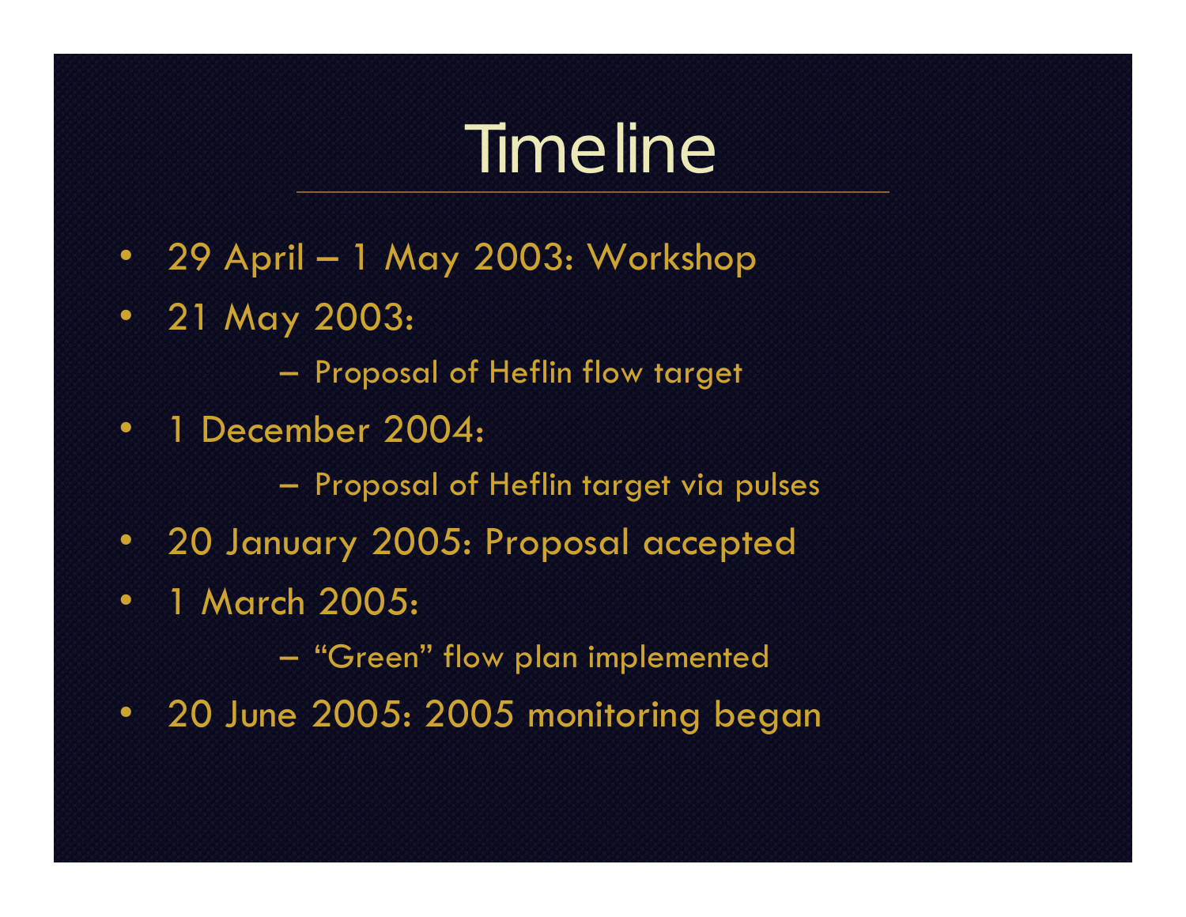# Timeline

- 29 April – 1 May 2003: Workshop
- 21 May 2003:
  - Proposal of Heflin flow target
- 1 December 2004:
  - Proposal of Heflin target via pulses
- 20 January 2005: Proposal accepted
- 1 March 2005:
  - "Green" flow plan implemented
- 20 June 2005: 2005 monitoring began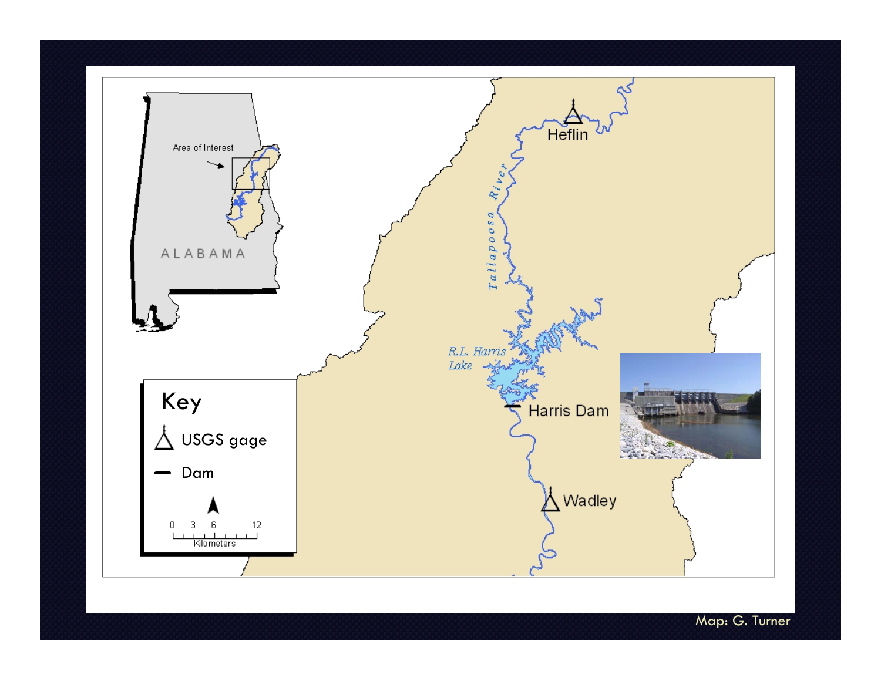Area of Interest

ALABAMA

Heflin

Tallapoosa River

R.L. Harris Lake

Harris Dam

Wadley

**Key**

- USGS gage
- Dam

0 3 6 12

Kilometers

Map: G. Turner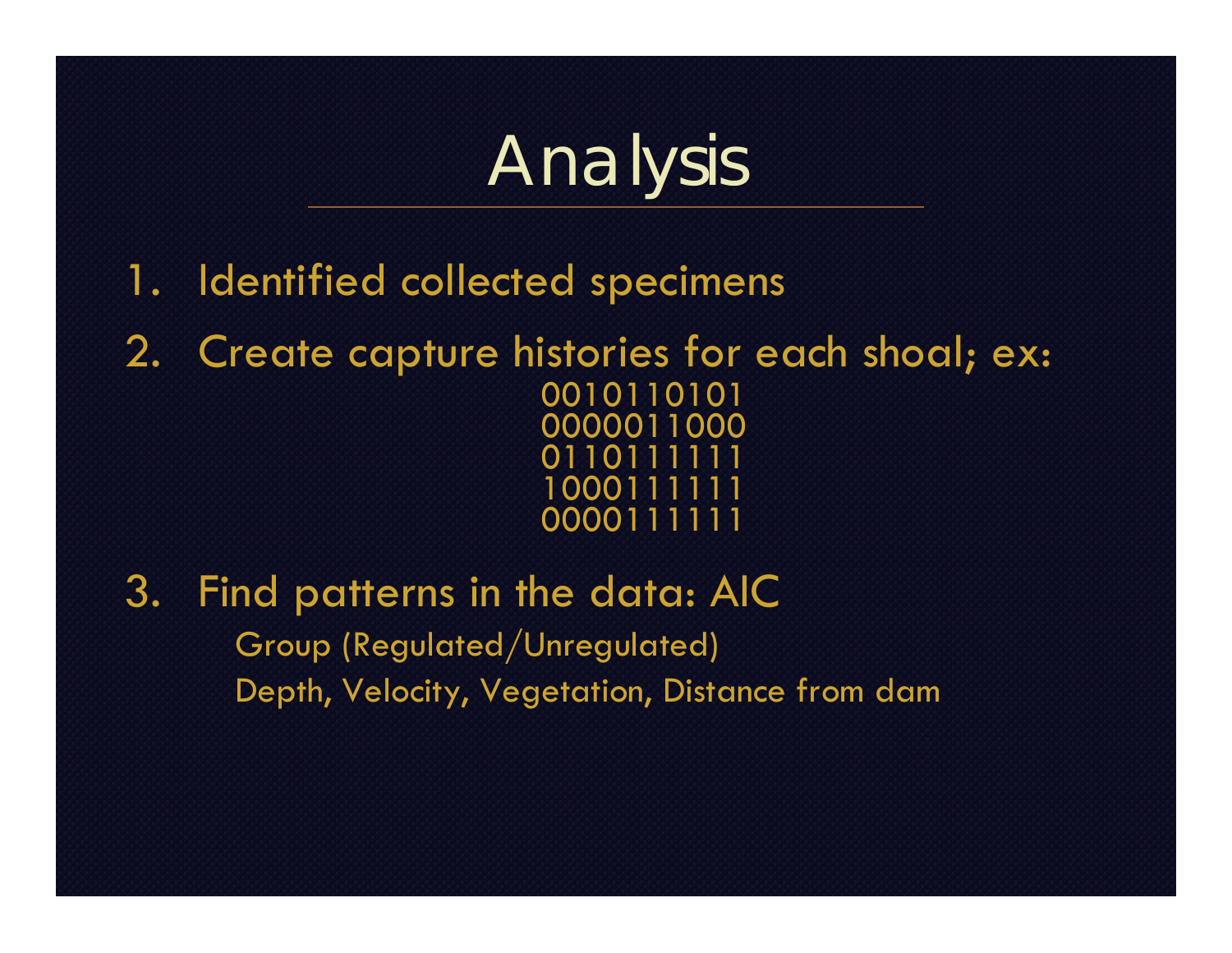# Analysis

1. Identified collected specimens
2. Create capture histories for each shoal; ex:

```
0010110101
0000011000
0110111111
1000111111
0000111111
```

3. Find patterns in the data: AIC
   - Group (Regulated/Unregulated)
   - Depth, Velocity, Vegetation, Distance from dam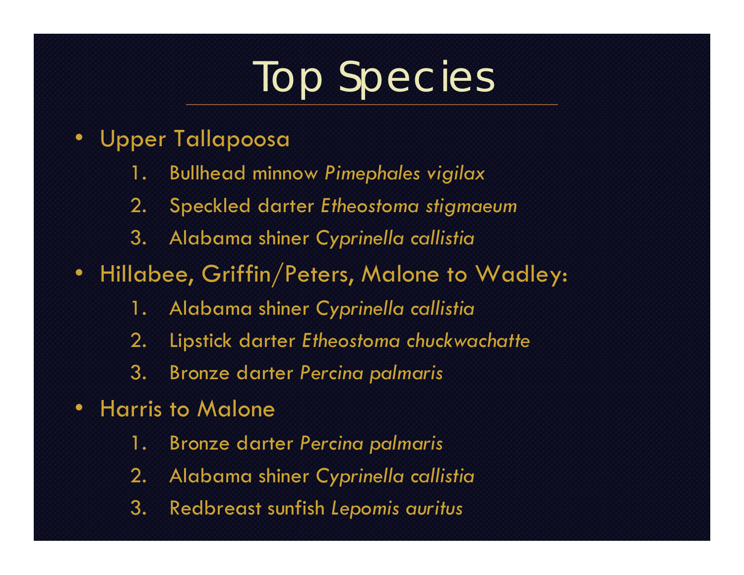# Top Species

- Upper Tallapoosa
  1. Bullhead minnow *Pimephales vigilax*
  2. Speckled darter *Etheostoma stigmaeum*
  3. Alabama shiner *Cyprinella callistia*
- Hillabee, Griffin/Peters, Malone to Wadley:
  1. Alabama shiner *Cyprinella callistia*
  2. Lipstick darter *Etheostoma chuckwachatte*
  3. Bronze darter *Percina palmaris*
- Harris to Malone
  1. Bronze darter *Percina palmaris*
  2. Alabama shiner *Cyprinella callistia*
  3. Redbreast sunfish *Lepomis auritus*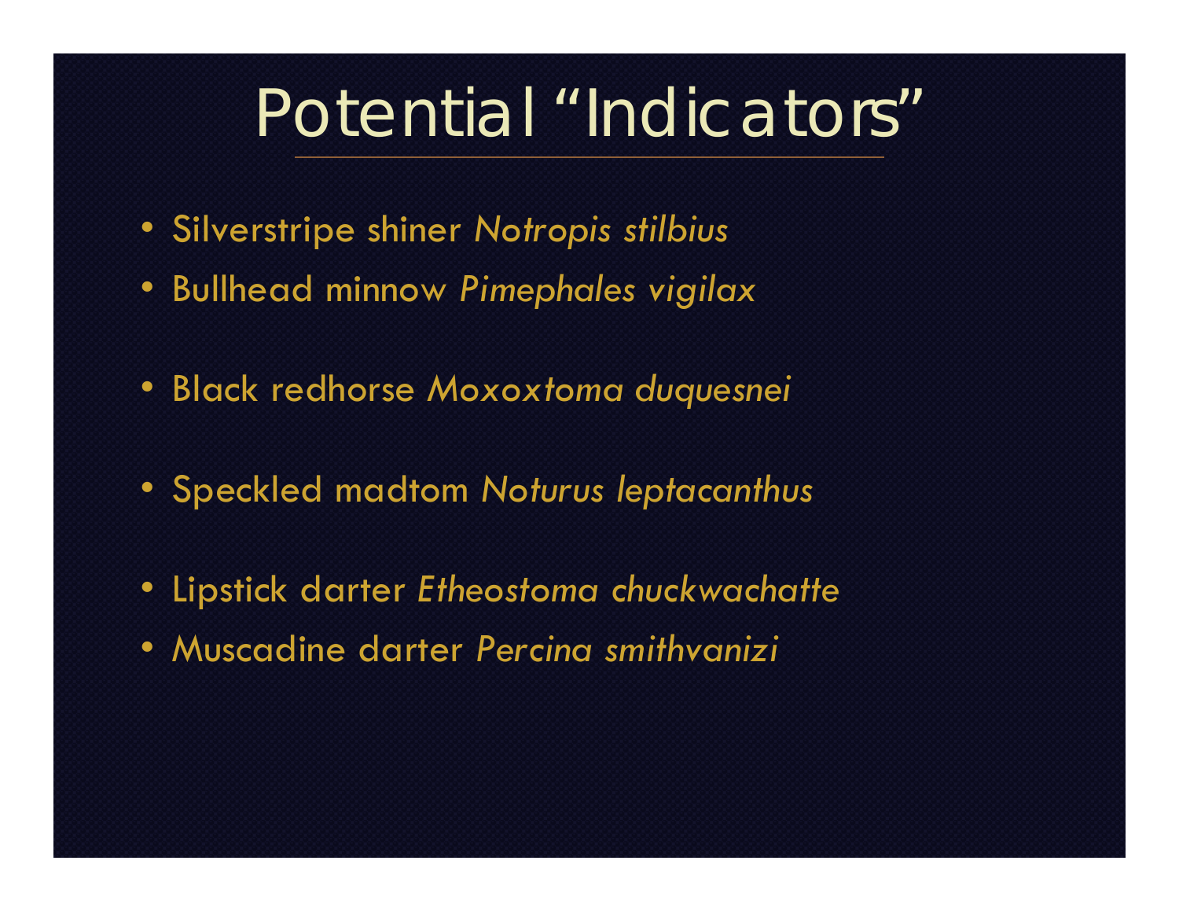# Potential "Indicators"

- Silverstripe shiner *Notropis stilbius*
- Bullhead minnow *Pimephales vigilax*

- Black redhorse *Moxoxtoma duquesnei*

- Speckled madtom *Noturus leptacanthus*

- Lipstick darter *Etheostoma chuckwachatte*
- Muscadine darter *Percina smithvanizi*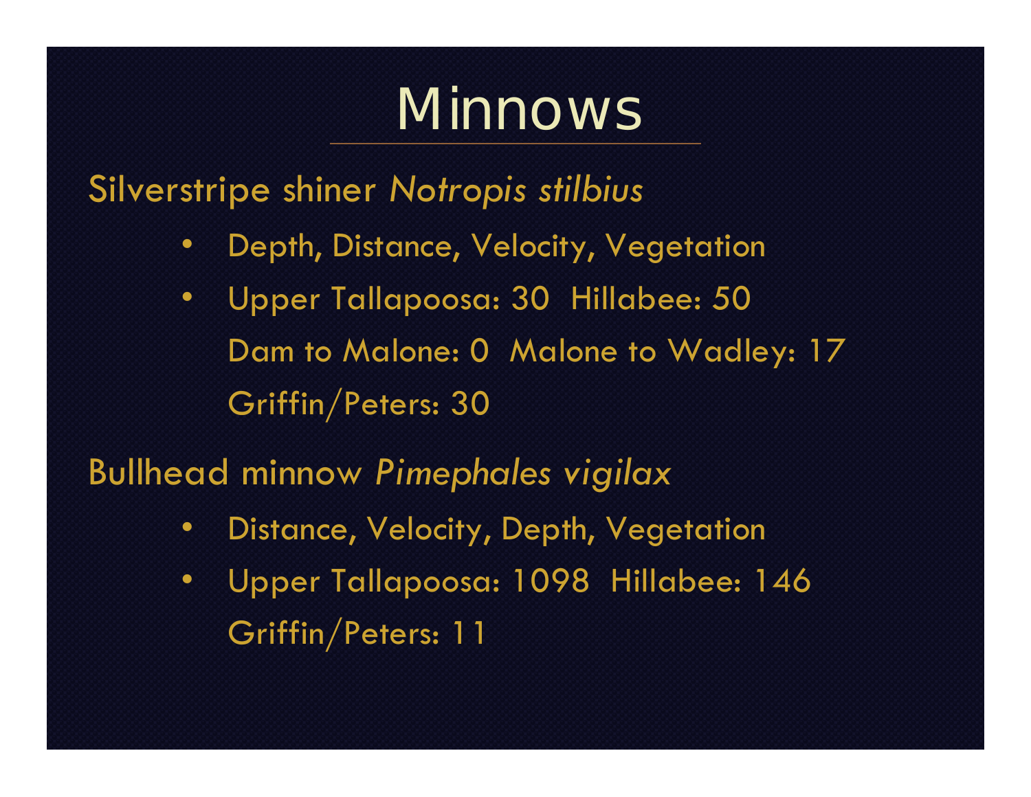# Minnows

Silverstripe shiner *Notropis stilbius*

- Depth, Distance, Velocity, Vegetation
- Upper Tallapoosa: 30  Hillabee: 50
  Dam to Malone: 0  Malone to Wadley: 17
  Griffin/Peters: 30

Bullhead minnow *Pimephales vigilax*

- Distance, Velocity, Depth, Vegetation
- Upper Tallapoosa: 1098  Hillabee: 146
  Griffin/Peters: 11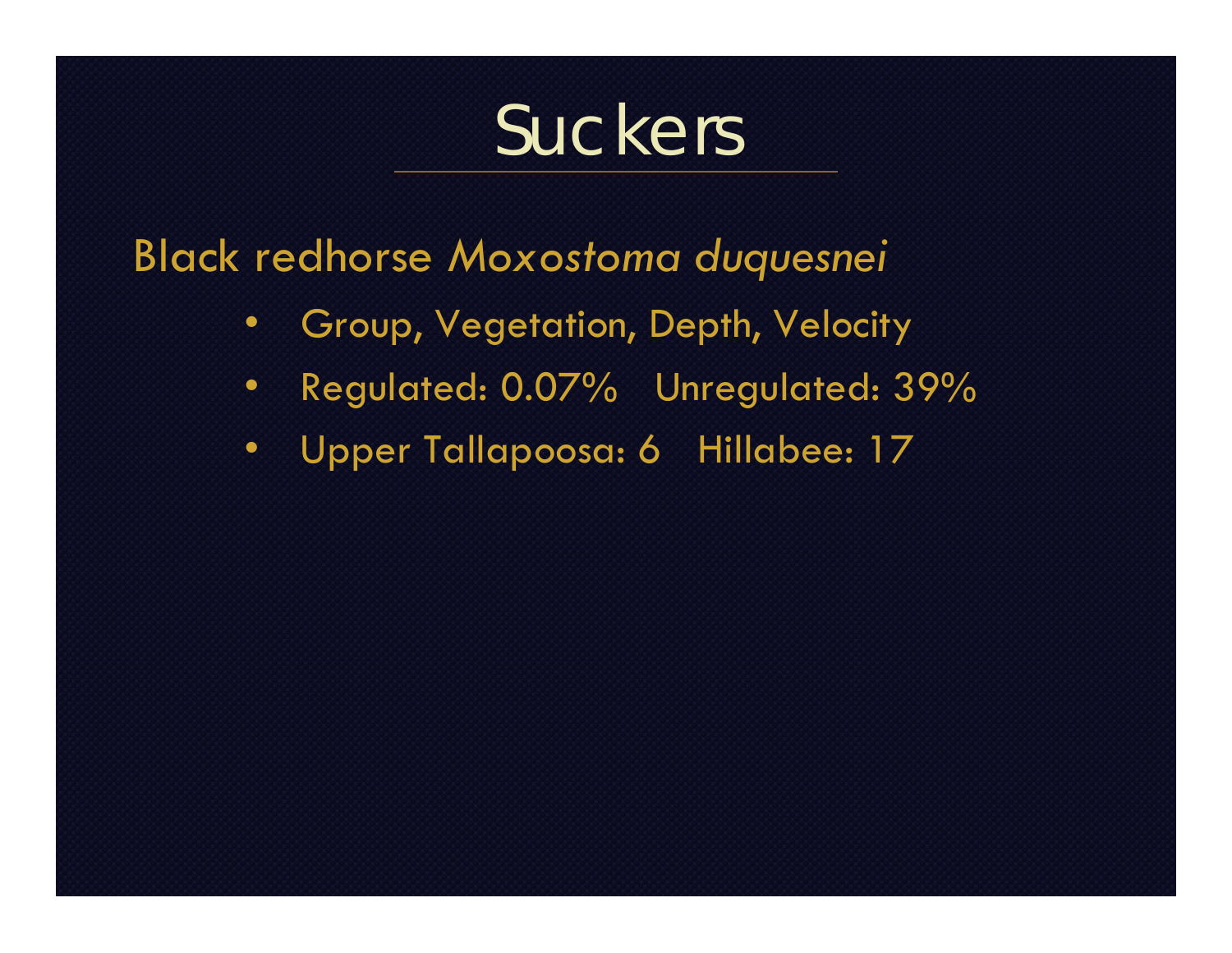# Suckers

Black redhorse *Moxostoma duquesnei*

- Group, Vegetation, Depth, Velocity
- Regulated: 0.07%   Unregulated: 39%
- Upper Tallapoosa: 6   Hillabee: 17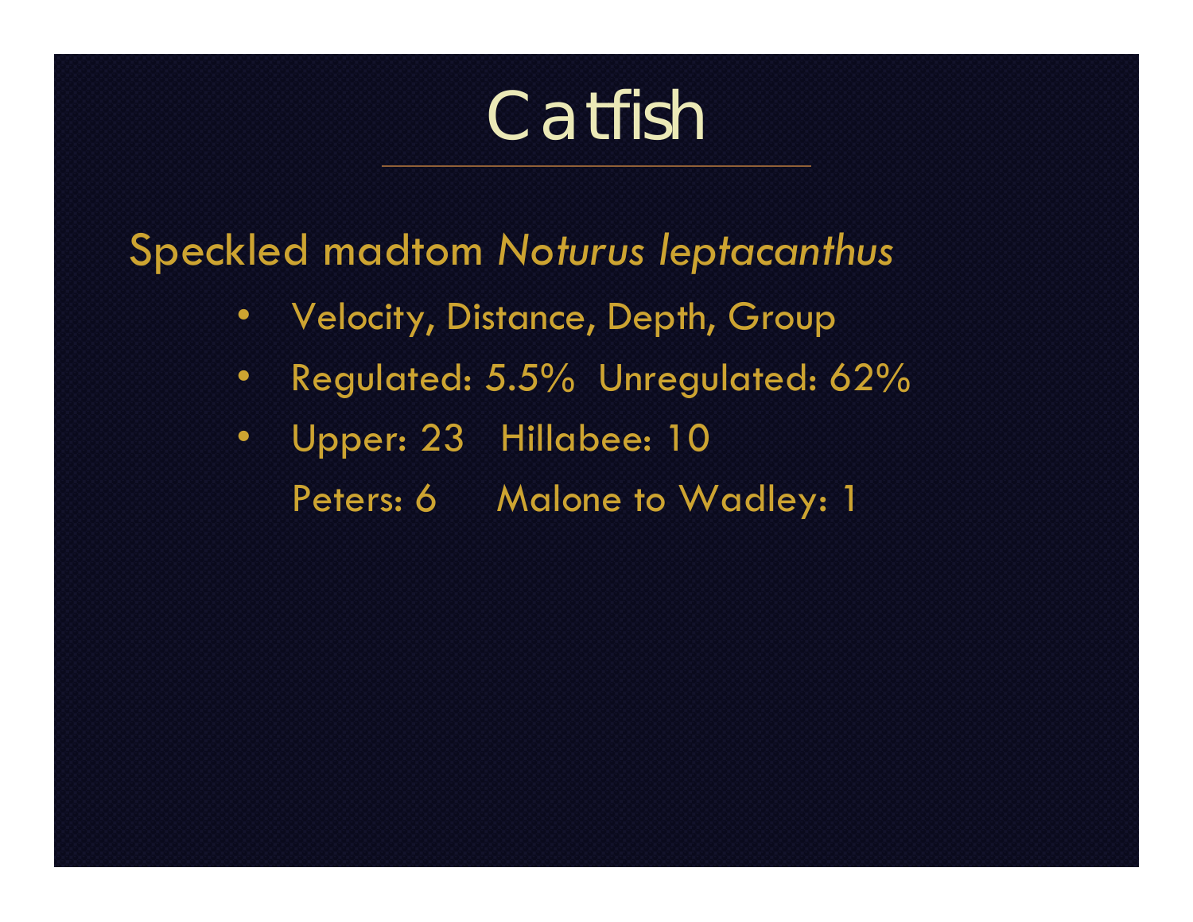# Catfish

Speckled madtom *Noturus leptacanthus*

- Velocity, Distance, Depth, Group
- Regulated: 5.5%  Unregulated: 62%
- Upper: 23  Hillabee: 10
  Peters: 6  Malone to Wadley: 1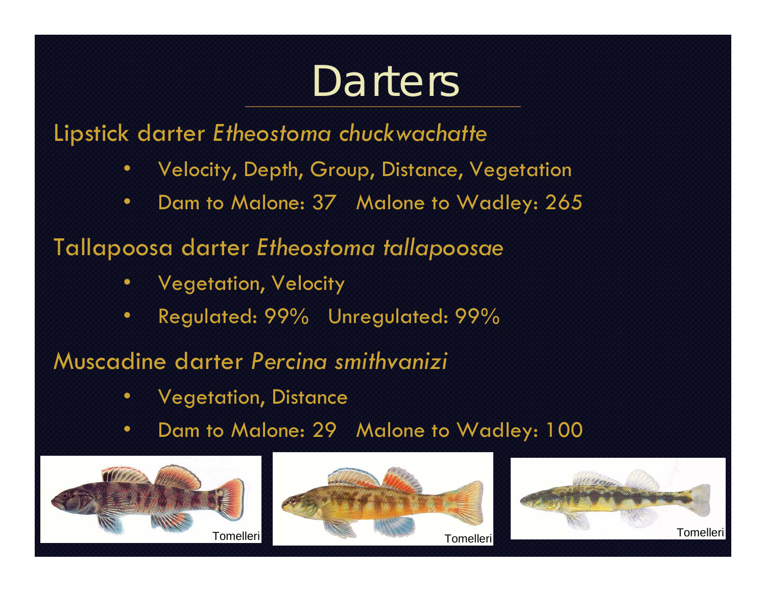# Darters

Lipstick darter *Etheostoma chuckwachatte*

- Velocity, Depth, Group, Distance, Vegetation
- Dam to Malone: 37   Malone to Wadley: 265

Tallapoosa darter *Etheostoma tallapoosae*

- Vegetation, Velocity
- Regulated: 99%   Unregulated: 99%

Muscadine darter *Percina smithvanizi*

- Vegetation, Distance
- Dam to Malone: 29   Malone to Wadley: 100

Tomelleri

Tomelleri

Tomelleri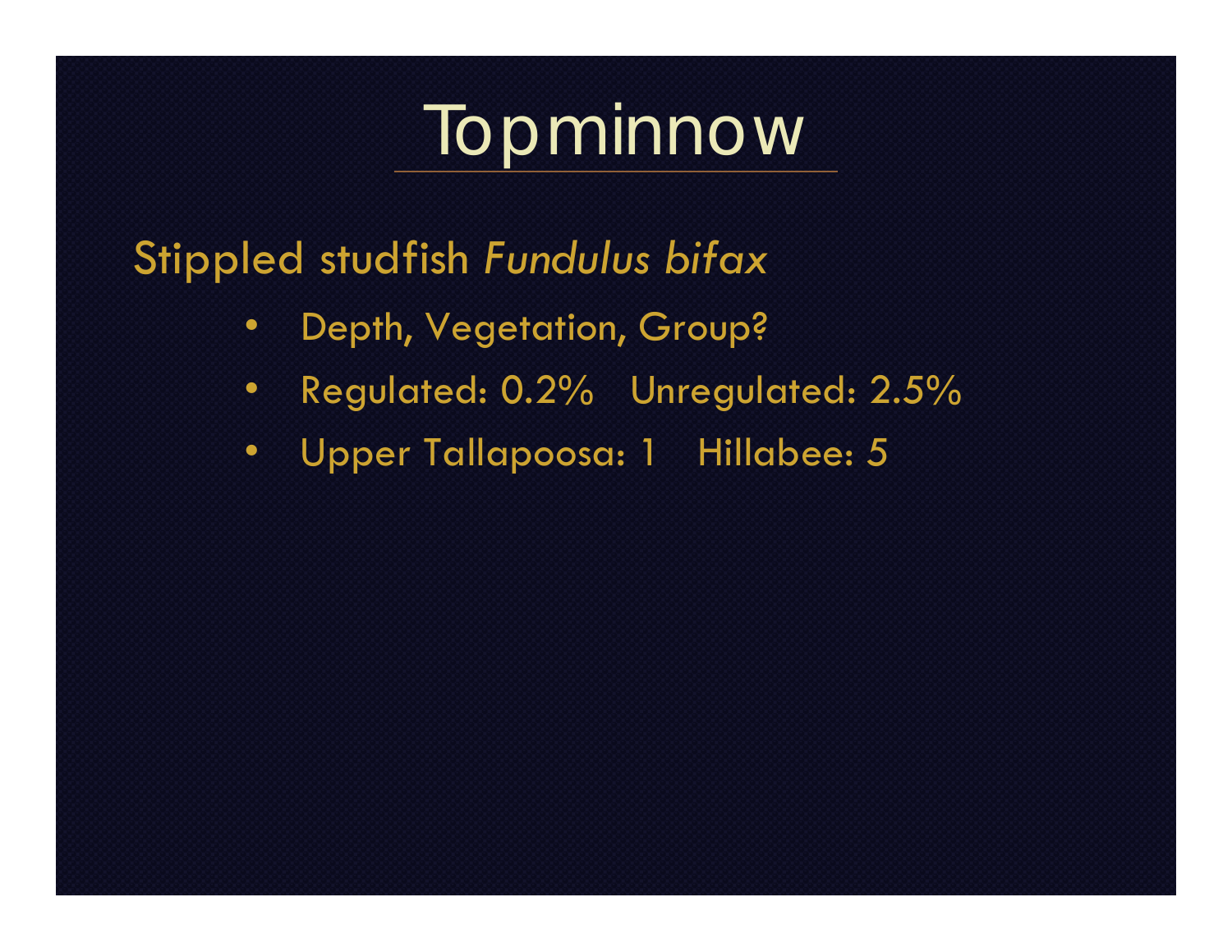# Topminnow

Stippled studfish *Fundulus bifax*

- Depth, Vegetation, Group?
- Regulated: 0.2%   Unregulated: 2.5%
- Upper Tallapoosa: 1   Hillabee: 5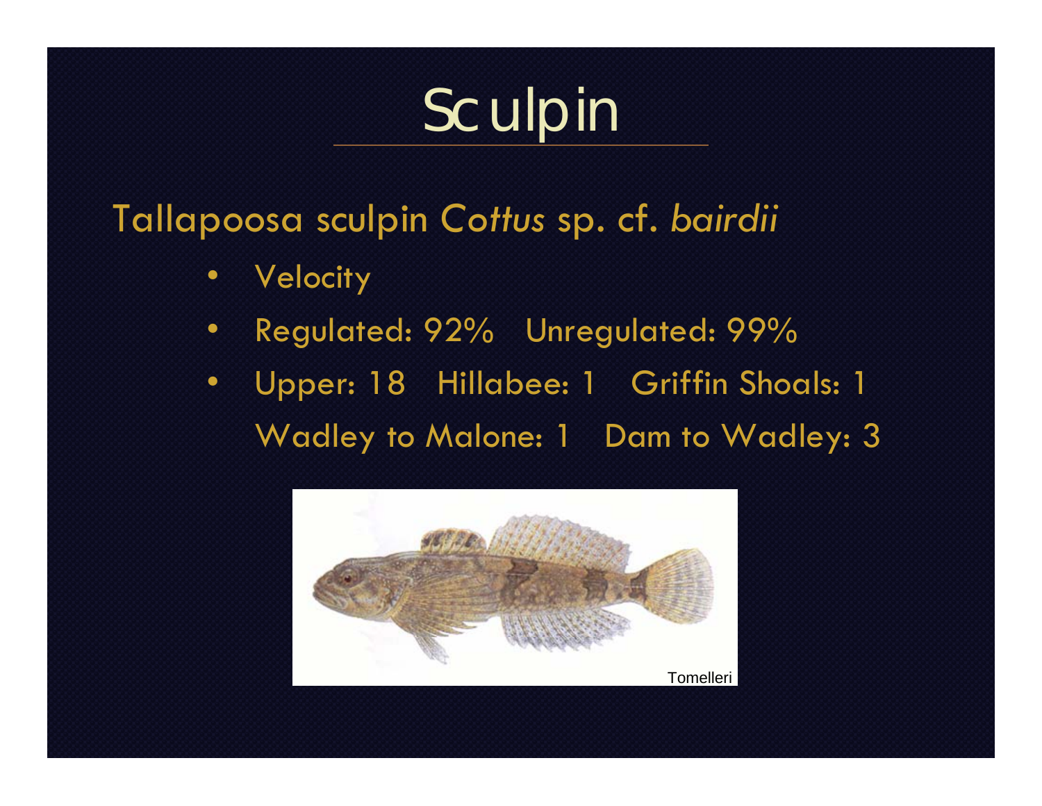# Sculpin

Tallapoosa sculpin *Cottus* sp. cf. *bairdii*

- Velocity
- Regulated: 92%   Unregulated: 99%
- Upper: 18   Hillabee: 1   Griffin Shoals: 1
  Wadley to Malone: 1   Dam to Wadley: 3

Tomelleri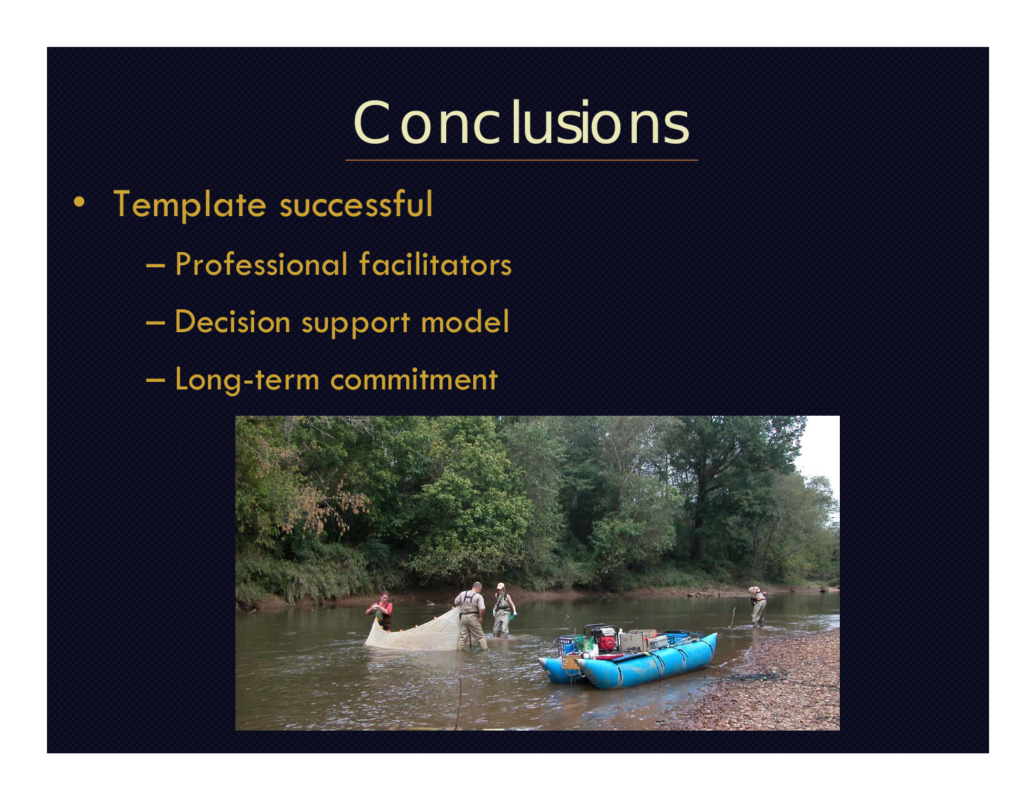# Conclusions

- Template successful
  - Professional facilitators
  - Decision support model
  - Long-term commitment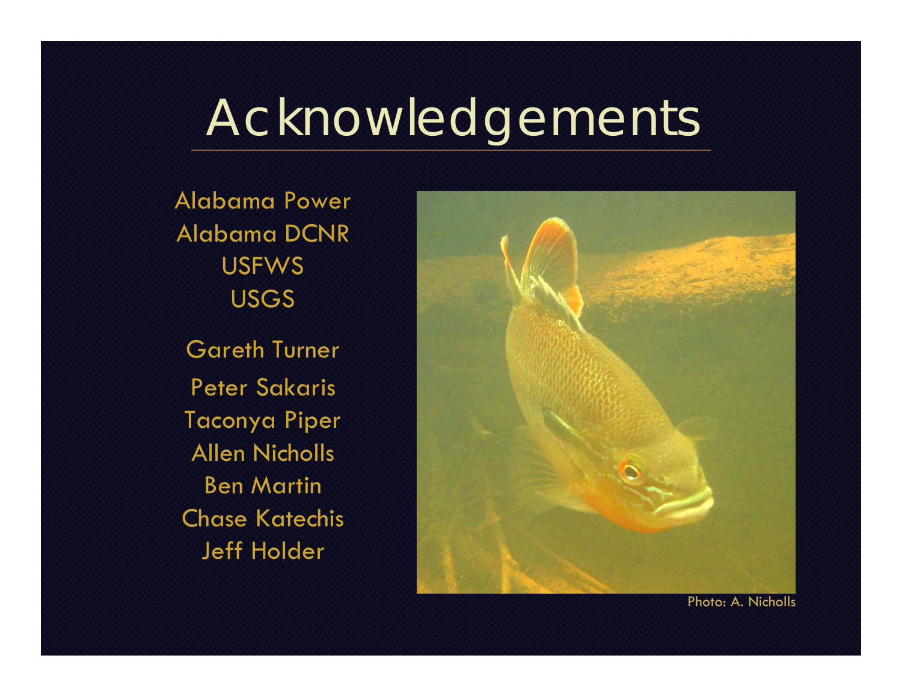# Acknowledgements

Alabama Power
Alabama DCNR
USFWS
USGS

Gareth Turner
Peter Sakaris
Taconya Piper
Allen Nicholls
Ben Martin
Chase Katechis
Jeff Holder

Photo: A. Nicholls